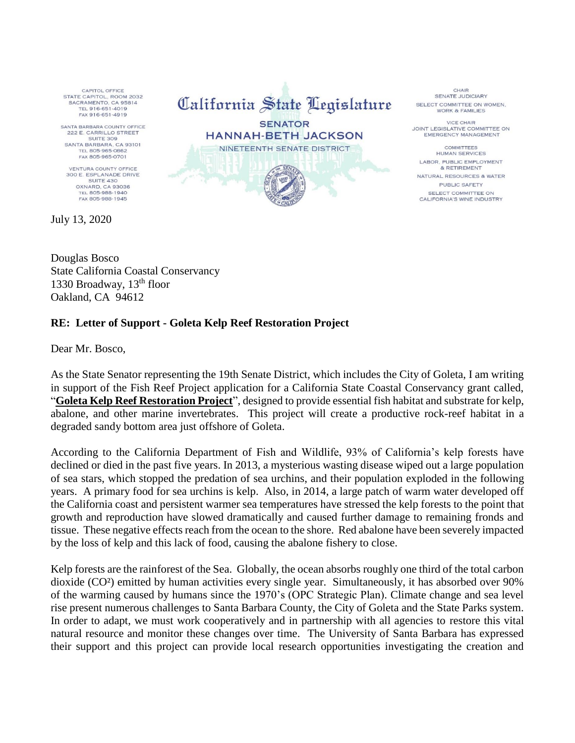CAPITOL OFFICE
STATE CAPITOL, ROOM 2032
SACRAMENTO, CA 95814
TEL 916-651-4019
FAX 916-651-4919

SANTA BARBARA COUNTY OFFICE
222 E. CARRILLO STREET
SUITE 309
SANTA BARBARA, CA 93101
TEL 805-965-0862
FAX 805-965-0701

VENTURA COUNTY OFFICE
300 E. ESPLANADE DRIVE
SUITE 430
OXNARD, CA 93036
TEL 805-988-1940
FAX 805-988-1945

# California State Legislature

**SENATOR**
**HANNAH-BETH JACKSON**
NINETEENTH SENATE DISTRICT

CHAIR
SENATE JUDICIARY
SELECT COMMITTEE ON WOMEN, WORK & FAMILIES

VICE CHAIR
JOINT LEGISLATIVE COMMITTEE ON EMERGENCY MANAGEMENT

COMMITTEES
HUMAN SERVICES
LABOR, PUBLIC EMPLOYMENT & RETIREMENT
NATURAL RESOURCES & WATER
PUBLIC SAFETY
SELECT COMMITTEE ON CALIFORNIA'S WINE INDUSTRY

July 13, 2020

Douglas Bosco
State California Coastal Conservancy
1330 Broadway, 13th floor
Oakland, CA 94612

**RE: Letter of Support - Goleta Kelp Reef Restoration Project**

Dear Mr. Bosco,

As the State Senator representing the 19th Senate District, which includes the City of Goleta, I am writing in support of the Fish Reef Project application for a California State Coastal Conservancy grant called, "**Goleta Kelp Reef Restoration Project**", designed to provide essential fish habitat and substrate for kelp, abalone, and other marine invertebrates. This project will create a productive rock-reef habitat in a degraded sandy bottom area just offshore of Goleta.

According to the California Department of Fish and Wildlife, 93% of California's kelp forests have declined or died in the past five years. In 2013, a mysterious wasting disease wiped out a large population of sea stars, which stopped the predation of sea urchins, and their population exploded in the following years. A primary food for sea urchins is kelp. Also, in 2014, a large patch of warm water developed off the California coast and persistent warmer sea temperatures have stressed the kelp forests to the point that growth and reproduction have slowed dramatically and caused further damage to remaining fronds and tissue. These negative effects reach from the ocean to the shore. Red abalone have been severely impacted by the loss of kelp and this lack of food, causing the abalone fishery to close.

Kelp forests are the rainforest of the Sea. Globally, the ocean absorbs roughly one third of the total carbon dioxide ($CO^2$) emitted by human activities every single year. Simultaneously, it has absorbed over 90% of the warming caused by humans since the 1970's (OPC Strategic Plan). Climate change and sea level rise present numerous challenges to Santa Barbara County, the City of Goleta and the State Parks system. In order to adapt, we must work cooperatively and in partnership with all agencies to restore this vital natural resource and monitor these changes over time. The University of Santa Barbara has expressed their support and this project can provide local research opportunities investigating the creation and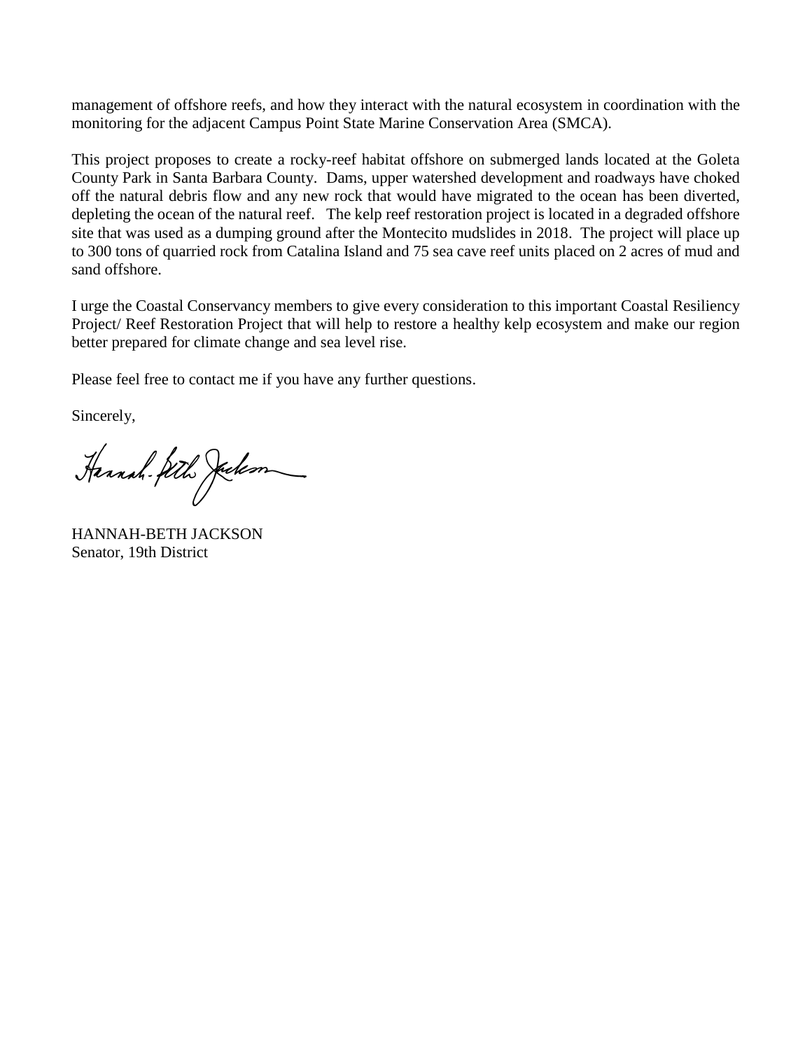management of offshore reefs, and how they interact with the natural ecosystem in coordination with the monitoring for the adjacent Campus Point State Marine Conservation Area (SMCA).

This project proposes to create a rocky-reef habitat offshore on submerged lands located at the Goleta County Park in Santa Barbara County. Dams, upper watershed development and roadways have choked off the natural debris flow and any new rock that would have migrated to the ocean has been diverted, depleting the ocean of the natural reef. The kelp reef restoration project is located in a degraded offshore site that was used as a dumping ground after the Montecito mudslides in 2018. The project will place up to 300 tons of quarried rock from Catalina Island and 75 sea cave reef units placed on 2 acres of mud and sand offshore.

I urge the Coastal Conservancy members to give every consideration to this important Coastal Resiliency Project/ Reef Restoration Project that will help to restore a healthy kelp ecosystem and make our region better prepared for climate change and sea level rise.

Please feel free to contact me if you have any further questions.

Sincerely,

HANNAH-BETH JACKSON
Senator, 19th District